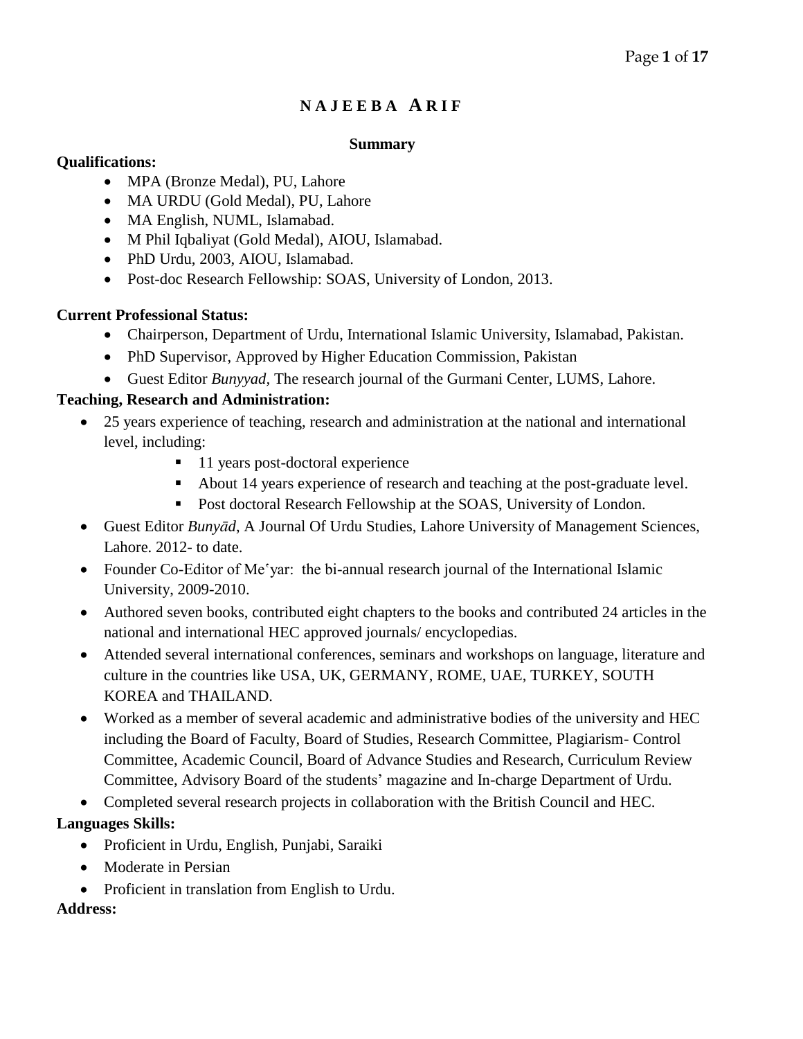# NAJEEBA ARIF

## Summary

**Qualifications:**

- MPA (Bronze Medal), PU, Lahore
- MA URDU (Gold Medal), PU, Lahore
- MA English, NUML, Islamabad.
- M Phil Iqbaliyat (Gold Medal), AIOU, Islamabad.
- PhD Urdu, 2003, AIOU, Islamabad.
- Post-doc Research Fellowship: SOAS, University of London, 2013.

**Current Professional Status:**

- Chairperson, Department of Urdu, International Islamic University, Islamabad, Pakistan.
- PhD Supervisor, Approved by Higher Education Commission, Pakistan
- Guest Editor *Bunyyad*, The research journal of the Gurmani Center, LUMS, Lahore.

**Teaching, Research and Administration:**

- 25 years experience of teaching, research and administration at the national and international level, including:
    - 11 years post-doctoral experience
    - About 14 years experience of research and teaching at the post-graduate level.
    - Post doctoral Research Fellowship at the SOAS, University of London.
- Guest Editor *Bunyād*, A Journal Of Urdu Studies, Lahore University of Management Sciences, Lahore. 2012- to date.
- Founder Co-Editor of Meʿyar: the bi-annual research journal of the International Islamic University, 2009-2010.
- Authored seven books, contributed eight chapters to the books and contributed 24 articles in the national and international HEC approved journals/ encyclopedias.
- Attended several international conferences, seminars and workshops on language, literature and culture in the countries like USA, UK, GERMANY, ROME, UAE, TURKEY, SOUTH KOREA and THAILAND.
- Worked as a member of several academic and administrative bodies of the university and HEC including the Board of Faculty, Board of Studies, Research Committee, Plagiarism- Control Committee, Academic Council, Board of Advance Studies and Research, Curriculum Review Committee, Advisory Board of the students' magazine and In-charge Department of Urdu.
- Completed several research projects in collaboration with the British Council and HEC.

**Languages Skills:**

- Proficient in Urdu, English, Punjabi, Saraiki
- Moderate in Persian
- Proficient in translation from English to Urdu.

**Address:**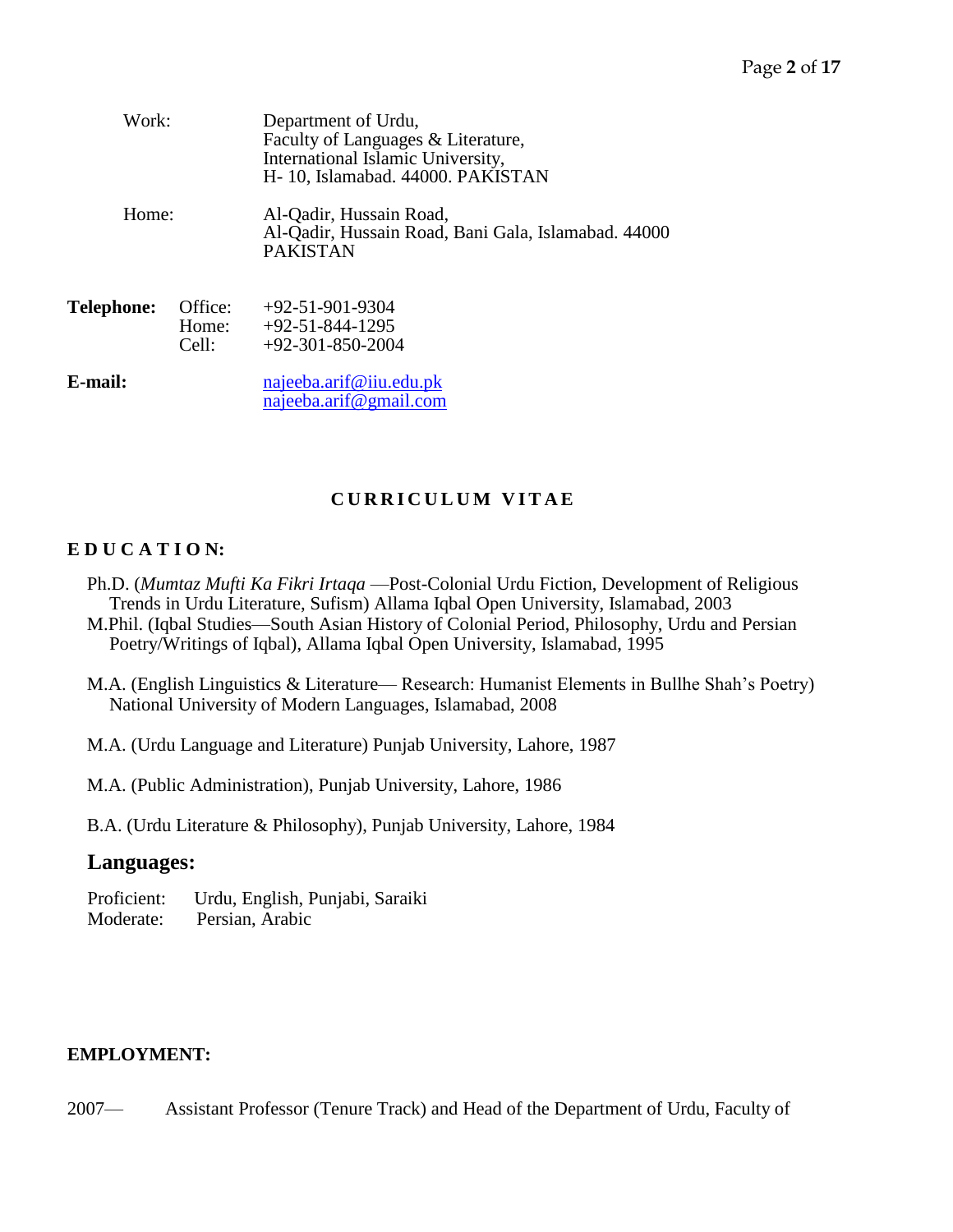| | | |
|---|---|---|
| | Work: | Department of Urdu,<br>Faculty of Languages & Literature,<br>International Islamic University,<br>H- 10, Islamabad. 44000. PAKISTAN |
| | Home: | Al-Qadir, Hussain Road,<br>Al-Qadir, Hussain Road, Bani Gala, Islamabad. 44000<br>PAKISTAN |
| **Telephone:** | Office:<br>Home:<br>Cell: | +92-51-901-9304<br>+92-51-844-1295<br>+92-301-850-2004 |
| **E-mail:** | | najeeba.arif@iiu.edu.pk<br>najeeba.arif@gmail.com |

## CURRICULUM VITAE

### EDUCATION:

Ph.D. (*Mumtaz Mufti Ka Fikri Irtaqa* —Post-Colonial Urdu Fiction, Development of Religious Trends in Urdu Literature, Sufism) Allama Iqbal Open University, Islamabad, 2003

M.Phil. (Iqbal Studies—South Asian History of Colonial Period, Philosophy, Urdu and Persian Poetry/Writings of Iqbal), Allama Iqbal Open University, Islamabad, 1995

M.A. (English Linguistics & Literature— Research: Humanist Elements in Bullhe Shah's Poetry) National University of Modern Languages, Islamabad, 2008

M.A. (Urdu Language and Literature) Punjab University, Lahore, 1987

M.A. (Public Administration), Punjab University, Lahore, 1986

B.A. (Urdu Literature & Philosophy), Punjab University, Lahore, 1984

### Languages:

Proficient: Urdu, English, Punjabi, Saraiki
Moderate: Persian, Arabic

### EMPLOYMENT:

2007— Assistant Professor (Tenure Track) and Head of the Department of Urdu, Faculty of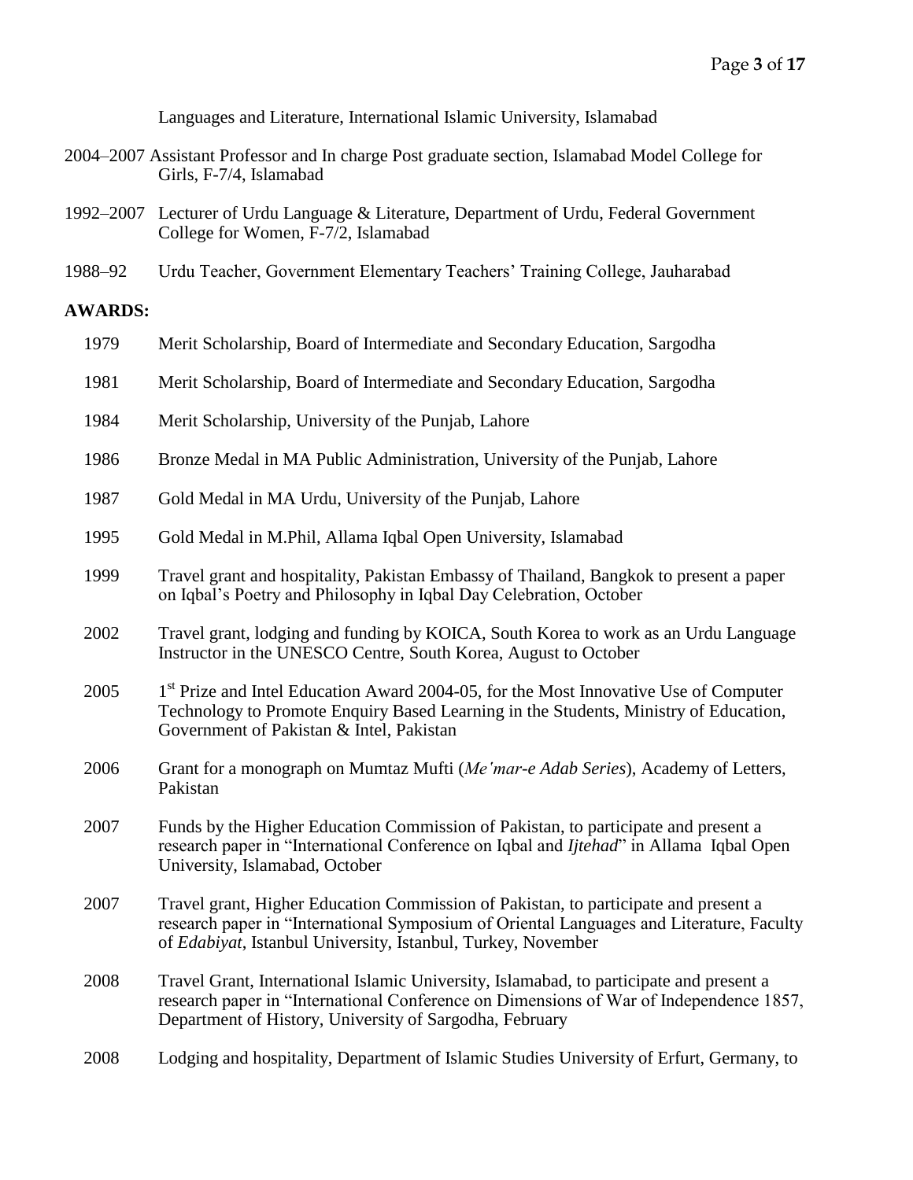Languages and Literature, International Islamic University, Islamabad

2004–2007 Assistant Professor and In charge Post graduate section, Islamabad Model College for Girls, F-7/4, Islamabad

1992–2007 Lecturer of Urdu Language & Literature, Department of Urdu, Federal Government College for Women, F-7/2, Islamabad

1988–92 Urdu Teacher, Government Elementary Teachers' Training College, Jauharabad

**AWARDS:**

1979 Merit Scholarship, Board of Intermediate and Secondary Education, Sargodha

1981 Merit Scholarship, Board of Intermediate and Secondary Education, Sargodha

1984 Merit Scholarship, University of the Punjab, Lahore

1986 Bronze Medal in MA Public Administration, University of the Punjab, Lahore

1987 Gold Medal in MA Urdu, University of the Punjab, Lahore

1995 Gold Medal in M.Phil, Allama Iqbal Open University, Islamabad

1999 Travel grant and hospitality, Pakistan Embassy of Thailand, Bangkok to present a paper on Iqbal's Poetry and Philosophy in Iqbal Day Celebration, October

2002 Travel grant, lodging and funding by KOICA, South Korea to work as an Urdu Language Instructor in the UNESCO Centre, South Korea, August to October

2005 1st Prize and Intel Education Award 2004-05, for the Most Innovative Use of Computer Technology to Promote Enquiry Based Learning in the Students, Ministry of Education, Government of Pakistan & Intel, Pakistan

2006 Grant for a monograph on Mumtaz Mufti (*Me'mar-e Adab Series*), Academy of Letters, Pakistan

2007 Funds by the Higher Education Commission of Pakistan, to participate and present a research paper in "International Conference on Iqbal and *Ijtehad*" in Allama Iqbal Open University, Islamabad, October

2007 Travel grant, Higher Education Commission of Pakistan, to participate and present a research paper in "International Symposium of Oriental Languages and Literature, Faculty of *Edabiyat*, Istanbul University, Istanbul, Turkey, November

2008 Travel Grant, International Islamic University, Islamabad, to participate and present a research paper in "International Conference on Dimensions of War of Independence 1857, Department of History, University of Sargodha, February

2008 Lodging and hospitality, Department of Islamic Studies University of Erfurt, Germany, to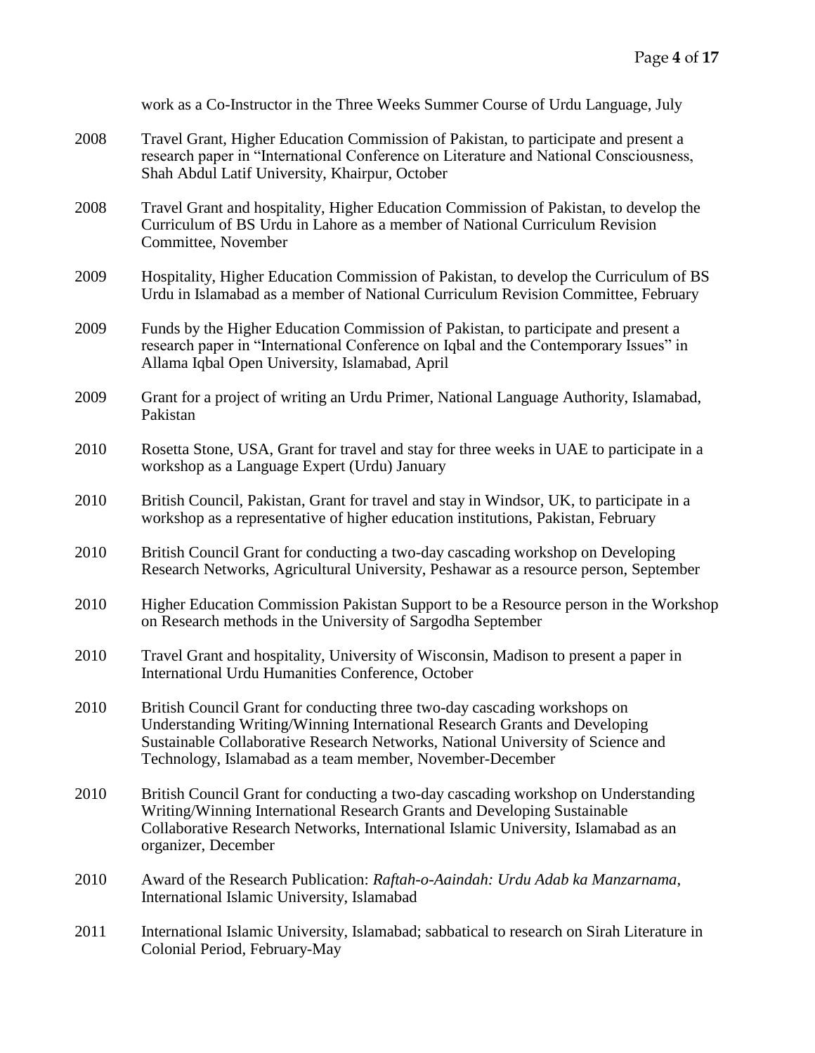work as a Co-Instructor in the Three Weeks Summer Course of Urdu Language, July

2008 Travel Grant, Higher Education Commission of Pakistan, to participate and present a research paper in "International Conference on Literature and National Consciousness, Shah Abdul Latif University, Khairpur, October

2008 Travel Grant and hospitality, Higher Education Commission of Pakistan, to develop the Curriculum of BS Urdu in Lahore as a member of National Curriculum Revision Committee, November

2009 Hospitality, Higher Education Commission of Pakistan, to develop the Curriculum of BS Urdu in Islamabad as a member of National Curriculum Revision Committee, February

2009 Funds by the Higher Education Commission of Pakistan, to participate and present a research paper in "International Conference on Iqbal and the Contemporary Issues" in Allama Iqbal Open University, Islamabad, April

2009 Grant for a project of writing an Urdu Primer, National Language Authority, Islamabad, Pakistan

2010 Rosetta Stone, USA, Grant for travel and stay for three weeks in UAE to participate in a workshop as a Language Expert (Urdu) January

2010 British Council, Pakistan, Grant for travel and stay in Windsor, UK, to participate in a workshop as a representative of higher education institutions, Pakistan, February

2010 British Council Grant for conducting a two-day cascading workshop on Developing Research Networks, Agricultural University, Peshawar as a resource person, September

2010 Higher Education Commission Pakistan Support to be a Resource person in the Workshop on Research methods in the University of Sargodha September

2010 Travel Grant and hospitality, University of Wisconsin, Madison to present a paper in International Urdu Humanities Conference, October

2010 British Council Grant for conducting three two-day cascading workshops on Understanding Writing/Winning International Research Grants and Developing Sustainable Collaborative Research Networks, National University of Science and Technology, Islamabad as a team member, November-December

2010 British Council Grant for conducting a two-day cascading workshop on Understanding Writing/Winning International Research Grants and Developing Sustainable Collaborative Research Networks, International Islamic University, Islamabad as an organizer, December

2010 Award of the Research Publication: *Raftah-o-Aaindah: Urdu Adab ka Manzarnama*, International Islamic University, Islamabad

2011 International Islamic University, Islamabad; sabbatical to research on Sirah Literature in Colonial Period, February-May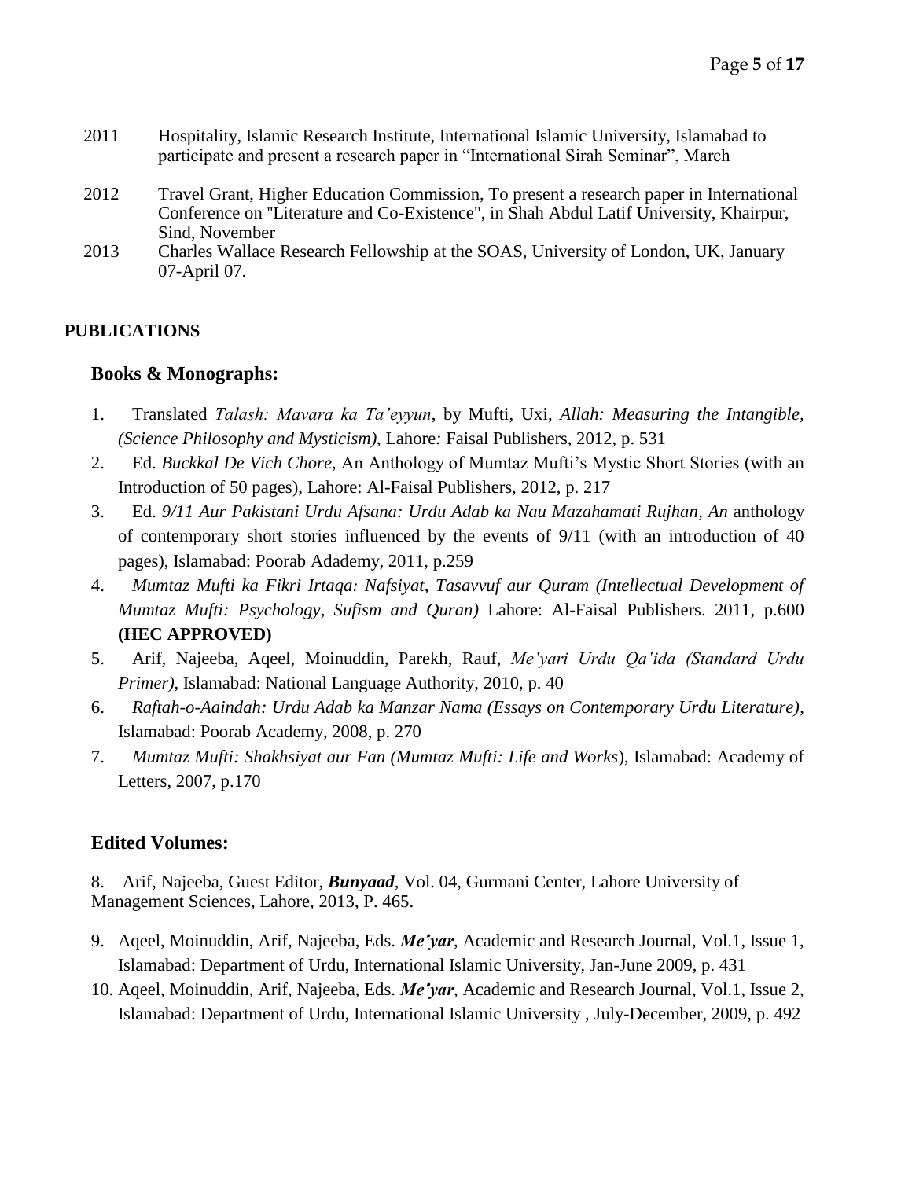2011 Hospitality, Islamic Research Institute, International Islamic University, Islamabad to participate and present a research paper in "International Sirah Seminar", March

2012 Travel Grant, Higher Education Commission, To present a research paper in International Conference on "Literature and Co-Existence", in Shah Abdul Latif University, Khairpur, Sind, November

2013 Charles Wallace Research Fellowship at the SOAS, University of London, UK, January 07-April 07.

## PUBLICATIONS

### Books & Monographs:

1. Translated *Talash: Mavara ka Ta'eyyun*, by Mufti, Uxi, *Allah: Measuring the Intangible, (Science Philosophy and Mysticism)*, Lahore*:* Faisal Publishers, 2012, p. 531
2. Ed. *Buckkal De Vich Chore,* An Anthology of Mumtaz Mufti's Mystic Short Stories (with an Introduction of 50 pages), Lahore: Al-Faisal Publishers, 2012, p. 217
3. Ed. *9/11 Aur Pakistani Urdu Afsana: Urdu Adab ka Nau Mazahamati Rujhan, An* anthology of contemporary short stories influenced by the events of 9/11 (with an introduction of 40 pages), Islamabad: Poorab Adademy, 2011, p.259
4. *Mumtaz Mufti ka Fikri Irtaqa: Nafsiyat, Tasavvuf aur Quram (Intellectual Development of Mumtaz Mufti: Psychology, Sufism and Quran)* Lahore: Al-Faisal Publishers. 2011, p.600 **(HEC APPROVED)**
5. Arif, Najeeba, Aqeel, Moinuddin, Parekh, Rauf, *Me'yari Urdu Qa'ida (Standard Urdu Primer)*, Islamabad: National Language Authority, 2010, p. 40
6. *Raftah-o-Aaindah: Urdu Adab ka Manzar Nama (Essays on Contemporary Urdu Literature),* Islamabad: Poorab Academy, 2008, p. 270
7. *Mumtaz Mufti: Shakhsiyat aur Fan (Mumtaz Mufti: Life and Works*), Islamabad: Academy of Letters, 2007, p.170

### Edited Volumes:

8. Arif, Najeeba, Guest Editor, ***Bunyaad***, Vol. 04, Gurmani Center, Lahore University of Management Sciences, Lahore, 2013, P. 465.
9. Aqeel, Moinuddin, Arif, Najeeba, Eds. ***Me'yar***, Academic and Research Journal, Vol.1, Issue 1, Islamabad: Department of Urdu, International Islamic University, Jan-June 2009, p. 431
10. Aqeel, Moinuddin, Arif, Najeeba, Eds. ***Me'yar***, Academic and Research Journal, Vol.1, Issue 2, Islamabad: Department of Urdu, International Islamic University , July-December, 2009, p. 492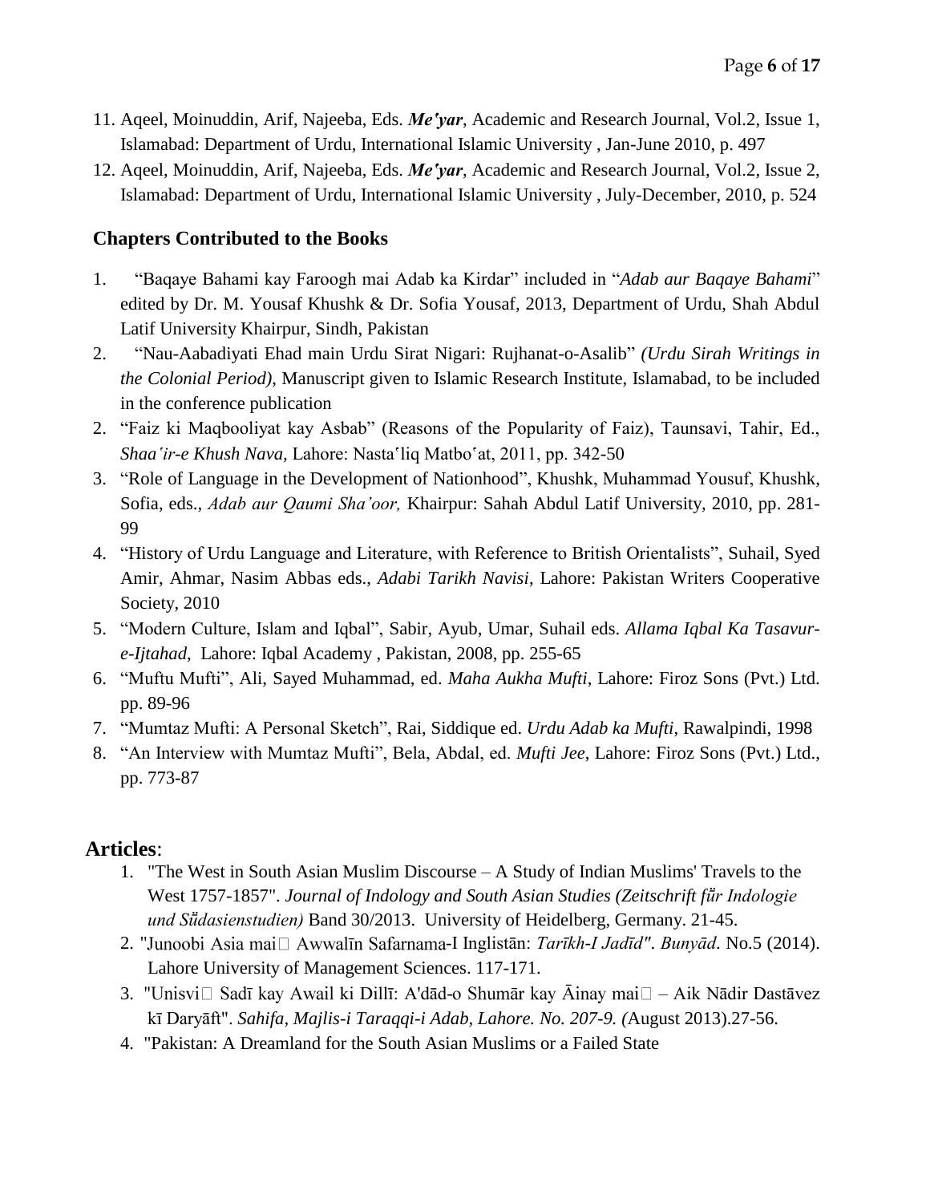11. Aqeel, Moinuddin, Arif, Najeeba, Eds. ***Meʹyar***, Academic and Research Journal, Vol.2, Issue 1, Islamabad: Department of Urdu, International Islamic University , Jan-June 2010, p. 497
12. Aqeel, Moinuddin, Arif, Najeeba, Eds. ***Meʹyar***, Academic and Research Journal, Vol.2, Issue 2, Islamabad: Department of Urdu, International Islamic University , July-December, 2010, p. 524

### Chapters Contributed to the Books

1. "Baqaye Bahami kay Faroogh mai Adab ka Kirdar" included in "*Adab aur Baqaye Bahami*" edited by Dr. M. Yousaf Khushk & Dr. Sofia Yousaf, 2013, Department of Urdu, Shah Abdul Latif University Khairpur, Sindh, Pakistan
2. "Nau-Aabadiyati Ehad main Urdu Sirat Nigari: Rujhanat-o-Asalib" *(Urdu Sirah Writings in the Colonial Period)*, Manuscript given to Islamic Research Institute, Islamabad, to be included in the conference publication
2. "Faiz ki Maqbooliyat kay Asbab" (Reasons of the Popularity of Faiz), Taunsavi, Tahir, Ed., *Shaaʹir-e Khush Nava*, Lahore: Nastaʽliq Matboʽat, 2011, pp. 342-50
3. "Role of Language in the Development of Nationhood", Khushk, Muhammad Yousuf, Khushk, Sofia, eds., *Adab aur Qaumi Sha'oor,* Khairpur: Sahah Abdul Latif University, 2010, pp. 281-99
4. "History of Urdu Language and Literature, with Reference to British Orientalists", Suhail, Syed Amir, Ahmar, Nasim Abbas eds., *Adabi Tarikh Navisi*, Lahore: Pakistan Writers Cooperative Society, 2010
5. "Modern Culture, Islam and Iqbal", Sabir, Ayub, Umar, Suhail eds. *Allama Iqbal Ka Tasavur-e-Ijtahad*, Lahore: Iqbal Academy , Pakistan, 2008, pp. 255-65
6. "Muftu Mufti", Ali, Sayed Muhammad, ed. *Maha Aukha Mufti*, Lahore: Firoz Sons (Pvt.) Ltd. pp. 89-96
7. "Mumtaz Mufti: A Personal Sketch", Rai, Siddique ed. *Urdu Adab ka Mufti*, Rawalpindi, 1998
8. "An Interview with Mumtaz Mufti", Bela, Abdal, ed. *Mufti Jee*, Lahore: Firoz Sons (Pvt.) Ltd., pp. 773-87

## Articles:

1. "The West in South Asian Muslim Discourse – A Study of Indian Muslims' Travels to the West 1757-1857". *Journal of Indology and South Asian Studies (Zeitschrift fűr Indologie und Sűdasienstudien)* Band 30/2013. University of Heidelberg, Germany. 21-45.
2. "Junoobi Asia mai Awwalīn Safarnama-I Inglistān: *Tarīkh-I Jadīd". Bunyād*. No.5 (2014). Lahore University of Management Sciences. 117-171.
3. "Unisvi Sadī kay Awail ki Dillī: A'dād-o Shumār kay Āinay mai – Aik Nādir Dastāvez kī Daryāft". *Sahifa, Majlis-i Taraqqi-i Adab, Lahore. No. 207-9. (*August 2013).27-56.
4. "Pakistan: A Dreamland for the South Asian Muslims or a Failed State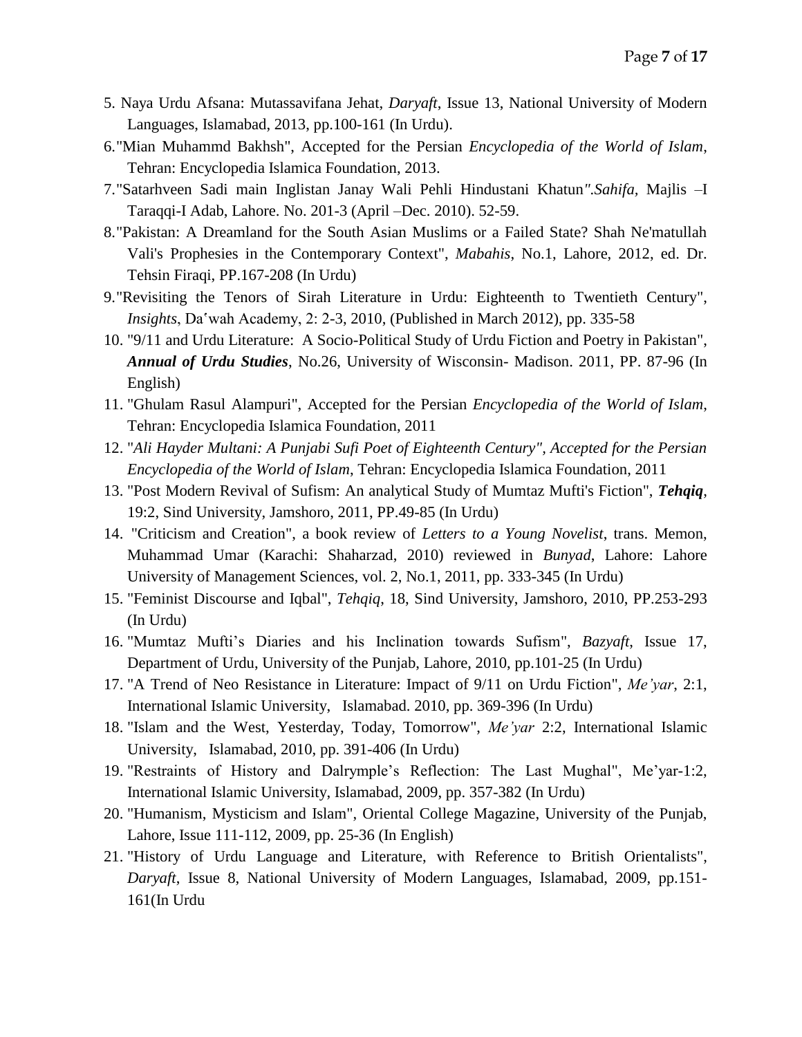5. Naya Urdu Afsana: Mutassavifana Jehat, *Daryaft*, Issue 13, National University of Modern Languages, Islamabad, 2013, pp.100-161 (In Urdu).
6. "Mian Muhammd Bakhsh", Accepted for the Persian *Encyclopedia of the World of Islam*, Tehran: Encyclopedia Islamica Foundation, 2013.
7. "Satarhveen Sadi main Inglistan Janay Wali Pehli Hindustani Khatun*".Sahifa*, Majlis –I Taraqqi-I Adab, Lahore. No. 201-3 (April –Dec. 2010). 52-59.
8. "Pakistan: A Dreamland for the South Asian Muslims or a Failed State? Shah Ne'matullah Vali's Prophesies in the Contemporary Context", *Mabahis*, No.1, Lahore, 2012, ed. Dr. Tehsin Firaqi, PP.167-208 (In Urdu)
9. "Revisiting the Tenors of Sirah Literature in Urdu: Eighteenth to Twentieth Century", *Insights*, Daʿwah Academy, 2: 2-3, 2010, (Published in March 2012), pp. 335-58
10. "9/11 and Urdu Literature: A Socio-Political Study of Urdu Fiction and Poetry in Pakistan", ***Annual of Urdu Studies***, No.26, University of Wisconsin- Madison. 2011, PP. 87-96 (In English)
11. "Ghulam Rasul Alampuri", Accepted for the Persian *Encyclopedia of the World of Islam*, Tehran: Encyclopedia Islamica Foundation, 2011
12. "*Ali Hayder Multani: A Punjabi Sufi Poet of Eighteenth Century", Accepted for the Persian Encyclopedia of the World of Islam*, Tehran: Encyclopedia Islamica Foundation, 2011
13. "Post Modern Revival of Sufism: An analytical Study of Mumtaz Mufti's Fiction", ***Tehqiq***, 19:2, Sind University, Jamshoro, 2011, PP.49-85 (In Urdu)
14. "Criticism and Creation", a book review of *Letters to a Young Novelist*, trans. Memon, Muhammad Umar (Karachi: Shaharzad, 2010) reviewed in *Bunyad*, Lahore: Lahore University of Management Sciences, vol. 2, No.1, 2011, pp. 333-345 (In Urdu)
15. "Feminist Discourse and Iqbal", *Tehqiq*, 18, Sind University, Jamshoro, 2010, PP.253-293 (In Urdu)
16. "Mumtaz Mufti's Diaries and his Inclination towards Sufism", *Bazyaft*, Issue 17, Department of Urdu, University of the Punjab, Lahore, 2010, pp.101-25 (In Urdu)
17. "A Trend of Neo Resistance in Literature: Impact of 9/11 on Urdu Fiction", *Me'yar*, 2:1, International Islamic University, Islamabad. 2010, pp. 369-396 (In Urdu)
18. "Islam and the West, Yesterday, Today, Tomorrow", *Me'yar* 2:2, International Islamic University, Islamabad, 2010, pp. 391-406 (In Urdu)
19. "Restraints of History and Dalrymple's Reflection: The Last Mughal", Me'yar-1:2, International Islamic University, Islamabad, 2009, pp. 357-382 (In Urdu)
20. "Humanism, Mysticism and Islam", Oriental College Magazine, University of the Punjab, Lahore, Issue 111-112, 2009, pp. 25-36 (In English)
21. "History of Urdu Language and Literature, with Reference to British Orientalists", *Daryaft*, Issue 8, National University of Modern Languages, Islamabad, 2009, pp.151-161(In Urdu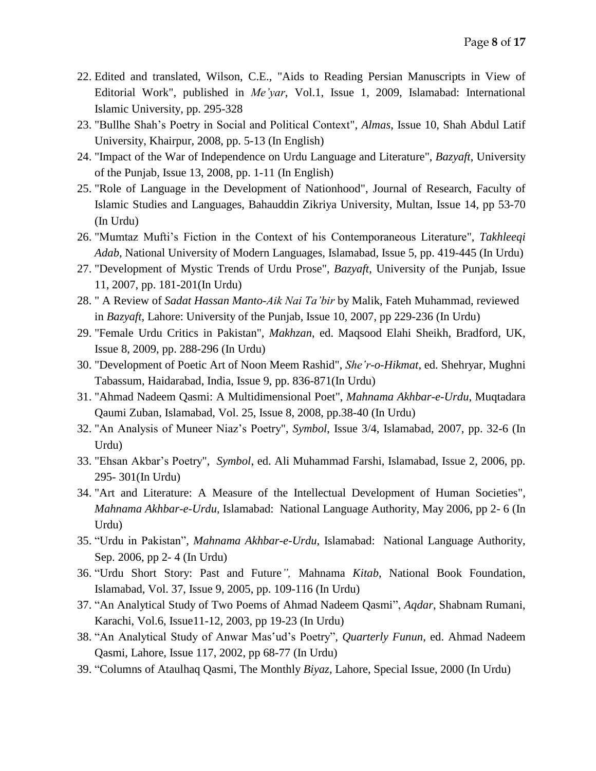22. Edited and translated, Wilson, C.E., "Aids to Reading Persian Manuscripts in View of Editorial Work", published in *Me'yar*, Vol.1, Issue 1, 2009, Islamabad: International Islamic University, pp. 295-328
23. "Bullhe Shah's Poetry in Social and Political Context", *Almas*, Issue 10, Shah Abdul Latif University, Khairpur, 2008, pp. 5-13 (In English)
24. "Impact of the War of Independence on Urdu Language and Literature", *Bazyaft*, University of the Punjab, Issue 13, 2008, pp. 1-11 (In English)
25. "Role of Language in the Development of Nationhood", Journal of Research, Faculty of Islamic Studies and Languages, Bahauddin Zikriya University, Multan, Issue 14, pp 53-70 (In Urdu)
26. "Mumtaz Mufti's Fiction in the Context of his Contemporaneous Literature", *Takhleeqi Adab*, National University of Modern Languages, Islamabad, Issue 5, pp. 419-445 (In Urdu)
27. "Development of Mystic Trends of Urdu Prose", *Bazyaft*, University of the Punjab, Issue 11, 2007, pp. 181-201(In Urdu)
28. " A Review of *Sadat Hassan Manto-Aik Nai Ta'bir* by Malik, Fateh Muhammad, reviewed in *Bazyaft*, Lahore: University of the Punjab, Issue 10, 2007, pp 229-236 (In Urdu)
29. "Female Urdu Critics in Pakistan", *Makhzan*, ed. Maqsood Elahi Sheikh, Bradford, UK, Issue 8, 2009, pp. 288-296 (In Urdu)
30. "Development of Poetic Art of Noon Meem Rashid", *She'r-o-Hikmat*, ed. Shehryar, Mughni Tabassum, Haidarabad, India, Issue 9, pp. 836-871(In Urdu)
31. "Ahmad Nadeem Qasmi: A Multidimensional Poet", *Mahnama Akhbar-e-Urdu*, Muqtadara Qaumi Zuban, Islamabad, Vol. 25, Issue 8, 2008, pp.38-40 (In Urdu)
32. "An Analysis of Muneer Niaz's Poetry", *Symbol*, Issue 3/4, Islamabad, 2007, pp. 32-6 (In Urdu)
33. "Ehsan Akbar's Poetry", *Symbol*, ed. Ali Muhammad Farshi, Islamabad, Issue 2, 2006, pp. 295- 301(In Urdu)
34. "Art and Literature: A Measure of the Intellectual Development of Human Societies", *Mahnama Akhbar-e-Urdu*, Islamabad: National Language Authority, May 2006, pp 2- 6 (In Urdu)
35. "Urdu in Pakistan", *Mahnama Akhbar-e-Urdu*, Islamabad: National Language Authority, Sep. 2006, pp 2- 4 (In Urdu)
36. "Urdu Short Story: Past and Future*",* Mahnama *Kitab*, National Book Foundation, Islamabad, Vol. 37, Issue 9, 2005, pp. 109-116 (In Urdu)
37. "An Analytical Study of Two Poems of Ahmad Nadeem Qasmi", *Aqdar*, Shabnam Rumani, Karachi, Vol.6, Issue11-12, 2003, pp 19-23 (In Urdu)
38. "An Analytical Study of Anwar Masʻud's Poetry", *Quarterly Funun*, ed. Ahmad Nadeem Qasmi, Lahore, Issue 117, 2002, pp 68-77 (In Urdu)
39. "Columns of Ataulhaq Qasmi, The Monthly *Biyaz*, Lahore, Special Issue, 2000 (In Urdu)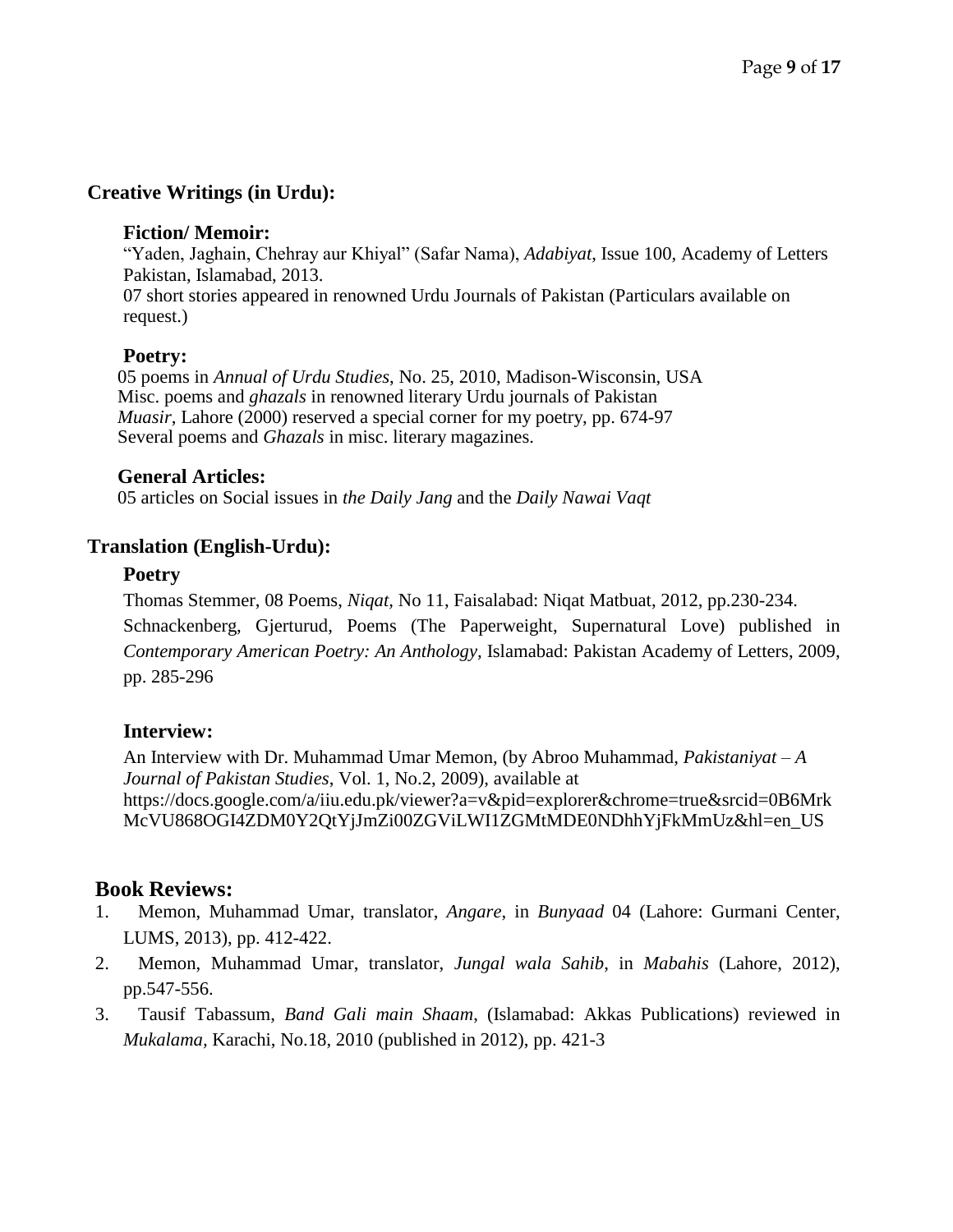## Creative Writings (in Urdu):

### Fiction/ Memoir:

"Yaden, Jaghain, Chehray aur Khiyal" (Safar Nama), *Adabiyat*, Issue 100, Academy of Letters Pakistan, Islamabad, 2013.

07 short stories appeared in renowned Urdu Journals of Pakistan (Particulars available on request.)

### Poetry:

05 poems in *Annual of Urdu Studies*, No. 25, 2010, Madison-Wisconsin, USA

Misc. poems and *ghazals* in renowned literary Urdu journals of Pakistan

*Muasir*, Lahore (2000) reserved a special corner for my poetry, pp. 674-97

Several poems and *Ghazals* in misc. literary magazines.

### General Articles:

05 articles on Social issues in *the Daily Jang* and the *Daily Nawai Vaqt*

## Translation (English-Urdu):

### Poetry

Thomas Stemmer, 08 Poems, *Niqat*, No 11, Faisalabad: Niqat Matbuat, 2012, pp.230-234.

Schnackenberg, Gjerturud, Poems (The Paperweight, Supernatural Love) published in *Contemporary American Poetry: An Anthology*, Islamabad: Pakistan Academy of Letters, 2009, pp. 285-296

### Interview:

An Interview with Dr. Muhammad Umar Memon, (by Abroo Muhammad, *Pakistaniyat – A Journal of Pakistan Studies*, Vol. 1, No.2, 2009), available at https://docs.google.com/a/iiu.edu.pk/viewer?a=v&pid=explorer&chrome=true&srcid=0B6MrkMcVU868OGI4ZDM0Y2QtYjJmZi00ZGViLWI1ZGMtMDE0NDhhYjFkMmUz&hl=en_US

## Book Reviews:

1. Memon, Muhammad Umar, translator, *Angare*, in *Bunyaad* 04 (Lahore: Gurmani Center, LUMS, 2013), pp. 412-422.
2. Memon, Muhammad Umar, translator, *Jungal wala Sahib*, in *Mabahis* (Lahore, 2012), pp.547-556.
3. Tausif Tabassum, *Band Gali main Shaam*, (Islamabad: Akkas Publications) reviewed in *Mukalama*, Karachi, No.18, 2010 (published in 2012), pp. 421-3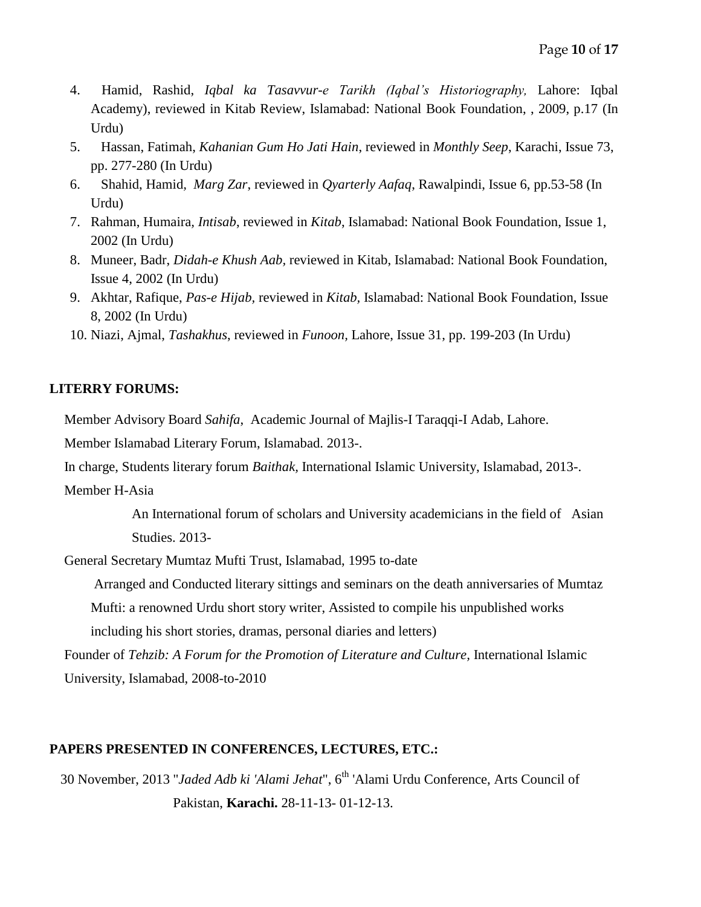4. Hamid, Rashid, *Iqbal ka Tasavvur-e Tarikh (Iqbal's Historiography,* Lahore: Iqbal Academy), reviewed in Kitab Review, Islamabad: National Book Foundation, , 2009, p.17 (In Urdu)
5. Hassan, Fatimah, *Kahanian Gum Ho Jati Hain*, reviewed in *Monthly Seep*, Karachi, Issue 73, pp. 277-280 (In Urdu)
6. Shahid, Hamid, *Marg Zar*, reviewed in *Qyarterly Aafaq*, Rawalpindi, Issue 6, pp.53-58 (In Urdu)
7. Rahman, Humaira, *Intisab*, reviewed in *Kitab*, Islamabad: National Book Foundation, Issue 1, 2002 (In Urdu)
8. Muneer, Badr, *Didah-e Khush Aab*, reviewed in Kitab, Islamabad: National Book Foundation, Issue 4, 2002 (In Urdu)
9. Akhtar, Rafique, *Pas-e Hijab,* reviewed in *Kitab,* Islamabad: National Book Foundation, Issue 8, 2002 (In Urdu)
10. Niazi, Ajmal, *Tashakhus*, reviewed in *Funoon*, Lahore, Issue 31, pp. 199-203 (In Urdu)

**LITERRY FORUMS:**

Member Advisory Board *Sahifa*, Academic Journal of Majlis-I Taraqqi-I Adab, Lahore.

Member Islamabad Literary Forum, Islamabad. 2013-.

In charge, Students literary forum *Baithak*, International Islamic University, Islamabad, 2013-.

Member H-Asia

An International forum of scholars and University academicians in the field of Asian Studies. 2013-

General Secretary Mumtaz Mufti Trust, Islamabad, 1995 to-date

Arranged and Conducted literary sittings and seminars on the death anniversaries of Mumtaz Mufti: a renowned Urdu short story writer, Assisted to compile his unpublished works including his short stories, dramas, personal diaries and letters)

Founder of *Tehzib: A Forum for the Promotion of Literature and Culture*, International Islamic University, Islamabad, 2008-to-2010

**PAPERS PRESENTED IN CONFERENCES, LECTURES, ETC.:**

30 November, 2013 "*Jaded Adb ki 'Alami Jehat*", 6th 'Alami Urdu Conference, Arts Council of Pakistan, **Karachi.** 28-11-13- 01-12-13.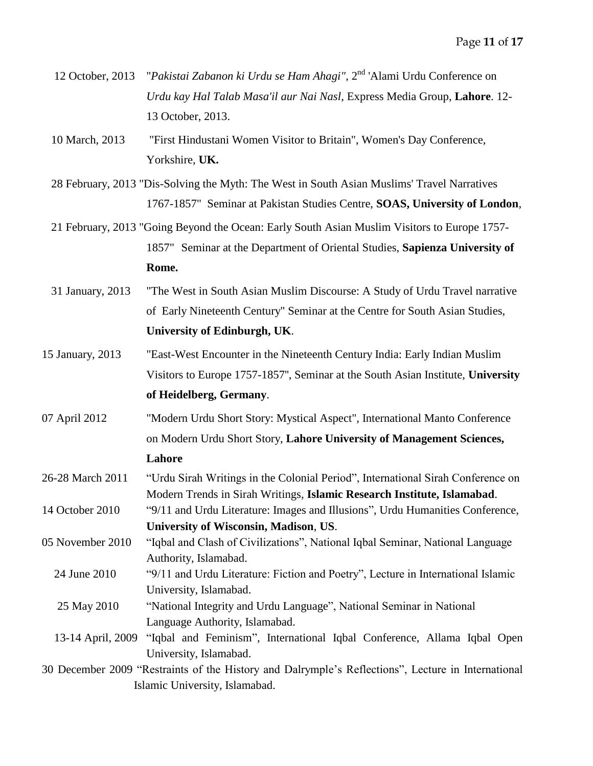12 October, 2013 "*Pakistai Zabanon ki Urdu se Ham Ahagi"*, 2nd 'Alami Urdu Conference on *Urdu kay Hal Talab Masa'il aur Nai Nasl*, Express Media Group, **Lahore**. 12-13 October, 2013.

10 March, 2013 "First Hindustani Women Visitor to Britain", Women's Day Conference, Yorkshire, **UK.**

28 February, 2013 "Dis-Solving the Myth: The West in South Asian Muslims' Travel Narratives 1767-1857" Seminar at Pakistan Studies Centre, **SOAS, University of London**,

21 February, 2013 "Going Beyond the Ocean: Early South Asian Muslim Visitors to Europe 1757-1857" Seminar at the Department of Oriental Studies, **Sapienza University of Rome.**

31 January, 2013 "The West in South Asian Muslim Discourse: A Study of Urdu Travel narrative of Early Nineteenth Century" Seminar at the Centre for South Asian Studies, **University of Edinburgh, UK**.

15 January, 2013 "East-West Encounter in the Nineteenth Century India: Early Indian Muslim Visitors to Europe 1757-1857", Seminar at the South Asian Institute, **University of Heidelberg, Germany**.

07 April 2012 "Modern Urdu Short Story: Mystical Aspect", International Manto Conference on Modern Urdu Short Story, **Lahore University of Management Sciences, Lahore**

26-28 March 2011 "Urdu Sirah Writings in the Colonial Period", International Sirah Conference on Modern Trends in Sirah Writings, **Islamic Research Institute, Islamabad**.

14 October 2010 "9/11 and Urdu Literature: Images and Illusions", Urdu Humanities Conference, **University of Wisconsin, Madison**, **US**.

05 November 2010 "Iqbal and Clash of Civilizations", National Iqbal Seminar, National Language Authority, Islamabad.

24 June 2010 "9/11 and Urdu Literature: Fiction and Poetry", Lecture in International Islamic University, Islamabad.

25 May 2010 "National Integrity and Urdu Language", National Seminar in National Language Authority, Islamabad.

13-14 April, 2009 "Iqbal and Feminism", International Iqbal Conference, Allama Iqbal Open University, Islamabad.

30 December 2009 "Restraints of the History and Dalrymple's Reflections", Lecture in International Islamic University, Islamabad.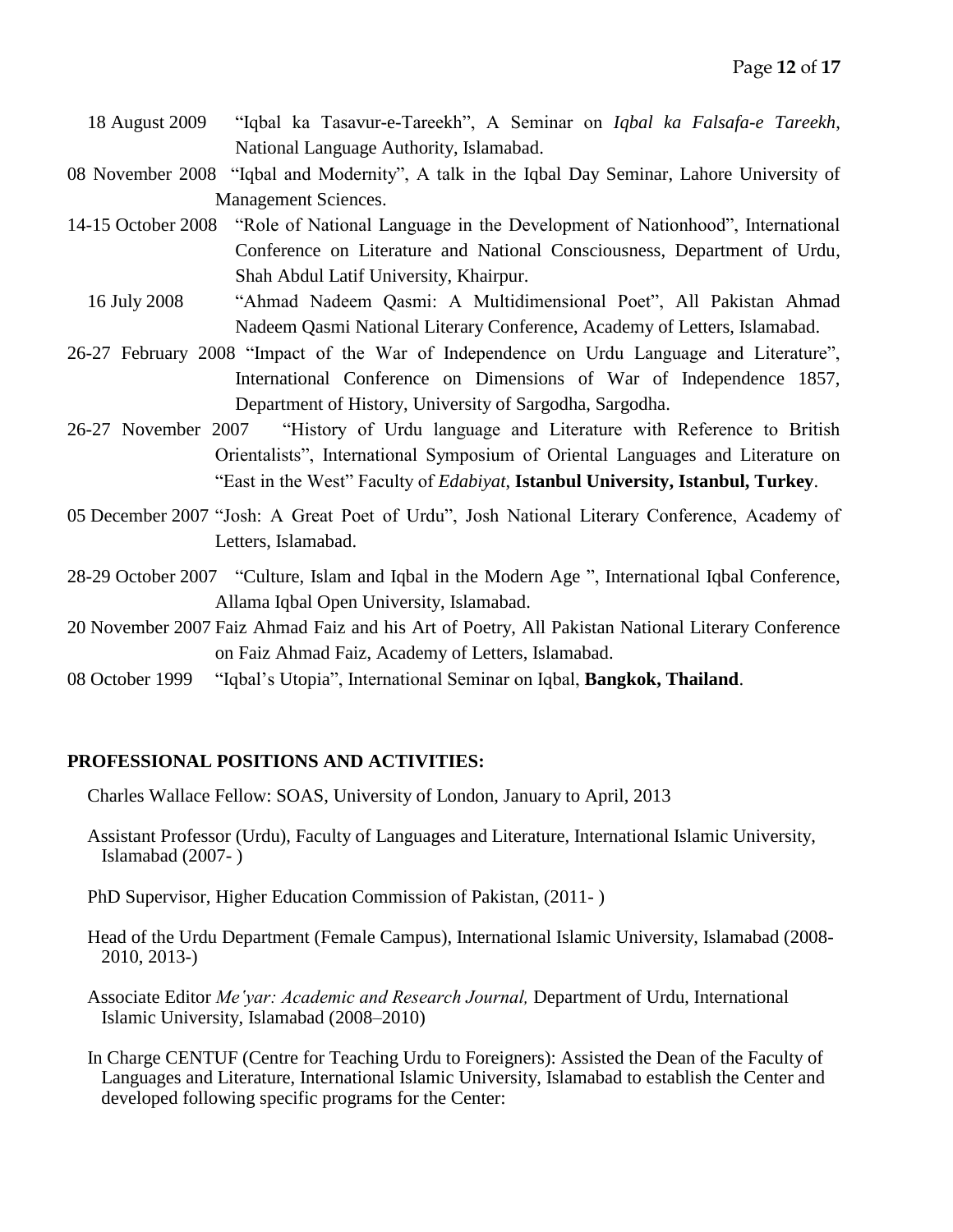18 August 2009 "Iqbal ka Tasavur-e-Tareekh", A Seminar on *Iqbal ka Falsafa-e Tareekh*, National Language Authority, Islamabad.

08 November 2008 "Iqbal and Modernity", A talk in the Iqbal Day Seminar, Lahore University of Management Sciences.

14-15 October 2008 "Role of National Language in the Development of Nationhood", International Conference on Literature and National Consciousness, Department of Urdu, Shah Abdul Latif University, Khairpur.

16 July 2008 "Ahmad Nadeem Qasmi: A Multidimensional Poet", All Pakistan Ahmad Nadeem Qasmi National Literary Conference, Academy of Letters, Islamabad.

26-27 February 2008 "Impact of the War of Independence on Urdu Language and Literature", International Conference on Dimensions of War of Independence 1857, Department of History, University of Sargodha, Sargodha.

26-27 November 2007 "History of Urdu language and Literature with Reference to British Orientalists", International Symposium of Oriental Languages and Literature on "East in the West" Faculty of *Edabiyat*, **Istanbul University, Istanbul, Turkey**.

05 December 2007 "Josh: A Great Poet of Urdu", Josh National Literary Conference, Academy of Letters, Islamabad.

28-29 October 2007 "Culture, Islam and Iqbal in the Modern Age ", International Iqbal Conference, Allama Iqbal Open University, Islamabad.

20 November 2007 Faiz Ahmad Faiz and his Art of Poetry, All Pakistan National Literary Conference on Faiz Ahmad Faiz, Academy of Letters, Islamabad.

08 October 1999 "Iqbal's Utopia", International Seminar on Iqbal, **Bangkok, Thailand**.

## PROFESSIONAL POSITIONS AND ACTIVITIES:

Charles Wallace Fellow: SOAS, University of London, January to April, 2013

Assistant Professor (Urdu), Faculty of Languages and Literature, International Islamic University, Islamabad (2007- )

PhD Supervisor, Higher Education Commission of Pakistan, (2011- )

Head of the Urdu Department (Female Campus), International Islamic University, Islamabad (2008-2010, 2013-)

Associate Editor *Me'yar: Academic and Research Journal,* Department of Urdu, International Islamic University, Islamabad (2008–2010)

In Charge CENTUF (Centre for Teaching Urdu to Foreigners): Assisted the Dean of the Faculty of Languages and Literature, International Islamic University, Islamabad to establish the Center and developed following specific programs for the Center: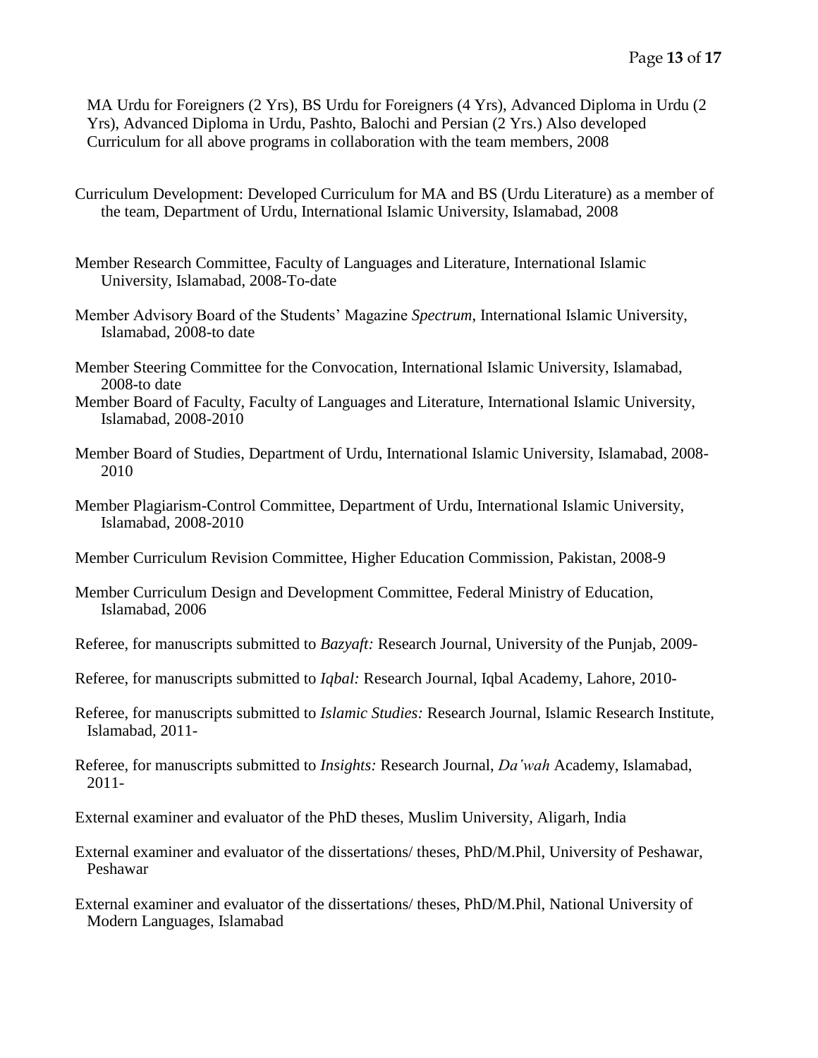MA Urdu for Foreigners (2 Yrs), BS Urdu for Foreigners (4 Yrs), Advanced Diploma in Urdu (2 Yrs), Advanced Diploma in Urdu, Pashto, Balochi and Persian (2 Yrs.) Also developed Curriculum for all above programs in collaboration with the team members, 2008

Curriculum Development: Developed Curriculum for MA and BS (Urdu Literature) as a member of the team, Department of Urdu, International Islamic University, Islamabad, 2008

Member Research Committee, Faculty of Languages and Literature, International Islamic University, Islamabad, 2008-To-date

Member Advisory Board of the Students' Magazine *Spectrum*, International Islamic University, Islamabad, 2008-to date

Member Steering Committee for the Convocation, International Islamic University, Islamabad, 2008-to date

Member Board of Faculty, Faculty of Languages and Literature, International Islamic University, Islamabad, 2008-2010

Member Board of Studies, Department of Urdu, International Islamic University, Islamabad, 2008-2010

Member Plagiarism-Control Committee, Department of Urdu, International Islamic University, Islamabad, 2008-2010

Member Curriculum Revision Committee, Higher Education Commission, Pakistan, 2008-9

Member Curriculum Design and Development Committee, Federal Ministry of Education, Islamabad, 2006

Referee, for manuscripts submitted to *Bazyaft:* Research Journal, University of the Punjab, 2009-

Referee, for manuscripts submitted to *Iqbal:* Research Journal, Iqbal Academy, Lahore, 2010-

Referee, for manuscripts submitted to *Islamic Studies:* Research Journal, Islamic Research Institute, Islamabad, 2011-

Referee, for manuscripts submitted to *Insights:* Research Journal, *Da'wah* Academy, Islamabad, 2011-

External examiner and evaluator of the PhD theses, Muslim University, Aligarh, India

External examiner and evaluator of the dissertations/ theses, PhD/M.Phil, University of Peshawar, Peshawar

External examiner and evaluator of the dissertations/ theses, PhD/M.Phil, National University of Modern Languages, Islamabad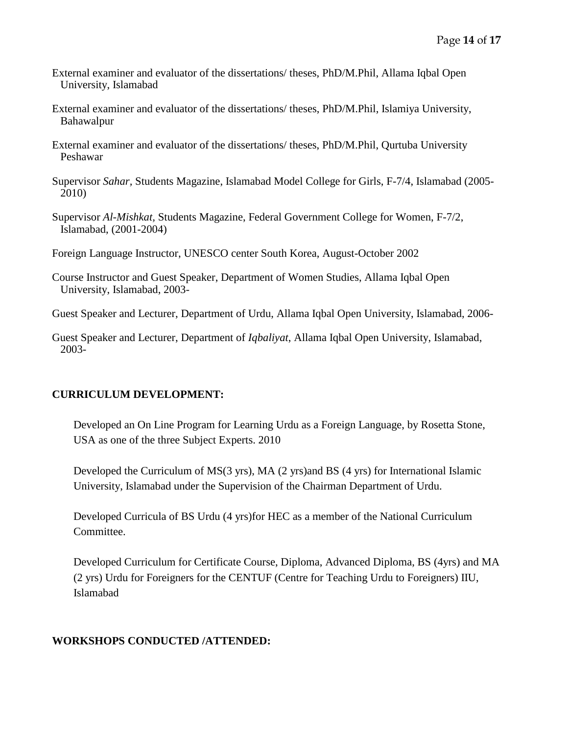External examiner and evaluator of the dissertations/ theses, PhD/M.Phil, Allama Iqbal Open University, Islamabad

External examiner and evaluator of the dissertations/ theses, PhD/M.Phil, Islamiya University, Bahawalpur

External examiner and evaluator of the dissertations/ theses, PhD/M.Phil, Qurtuba University Peshawar

Supervisor *Sahar*, Students Magazine, Islamabad Model College for Girls, F-7/4, Islamabad (2005-2010)

Supervisor *Al-Mishkat*, Students Magazine, Federal Government College for Women, F-7/2, Islamabad, (2001-2004)

Foreign Language Instructor, UNESCO center South Korea, August-October 2002

Course Instructor and Guest Speaker, Department of Women Studies, Allama Iqbal Open University, Islamabad, 2003-

Guest Speaker and Lecturer, Department of Urdu, Allama Iqbal Open University, Islamabad, 2006-

Guest Speaker and Lecturer, Department of *Iqbaliyat*, Allama Iqbal Open University, Islamabad, 2003-

**CURRICULUM DEVELOPMENT:**

Developed an On Line Program for Learning Urdu as a Foreign Language, by Rosetta Stone, USA as one of the three Subject Experts. 2010

Developed the Curriculum of MS(3 yrs), MA (2 yrs)and BS (4 yrs) for International Islamic University, Islamabad under the Supervision of the Chairman Department of Urdu.

Developed Curricula of BS Urdu (4 yrs)for HEC as a member of the National Curriculum Committee.

Developed Curriculum for Certificate Course, Diploma, Advanced Diploma, BS (4yrs) and MA (2 yrs) Urdu for Foreigners for the CENTUF (Centre for Teaching Urdu to Foreigners) IIU, Islamabad

**WORKSHOPS CONDUCTED /ATTENDED:**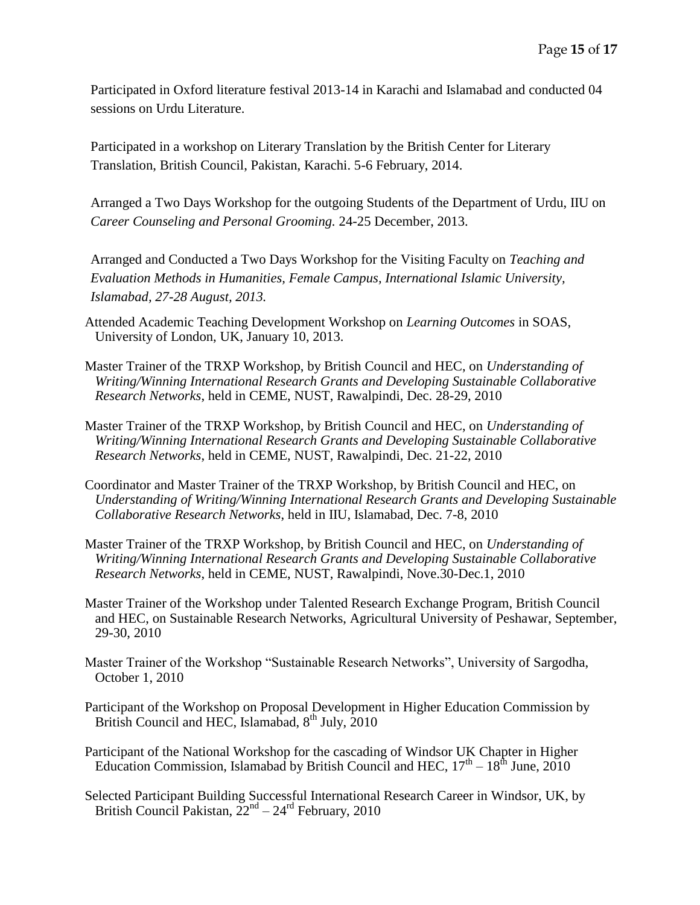Participated in Oxford literature festival 2013-14 in Karachi and Islamabad and conducted 04 sessions on Urdu Literature.

Participated in a workshop on Literary Translation by the British Center for Literary Translation, British Council, Pakistan, Karachi. 5-6 February, 2014.

Arranged a Two Days Workshop for the outgoing Students of the Department of Urdu, IIU on *Career Counseling and Personal Grooming.* 24-25 December, 2013.

Arranged and Conducted a Two Days Workshop for the Visiting Faculty on *Teaching and Evaluation Methods in Humanities, Female Campus, International Islamic University, Islamabad, 27-28 August, 2013.*

Attended Academic Teaching Development Workshop on *Learning Outcomes* in SOAS, University of London, UK, January 10, 2013.

Master Trainer of the TRXP Workshop, by British Council and HEC, on *Understanding of Writing/Winning International Research Grants and Developing Sustainable Collaborative Research Networks*, held in CEME, NUST, Rawalpindi, Dec. 28-29, 2010

Master Trainer of the TRXP Workshop, by British Council and HEC, on *Understanding of Writing/Winning International Research Grants and Developing Sustainable Collaborative Research Networks*, held in CEME, NUST, Rawalpindi, Dec. 21-22, 2010

Coordinator and Master Trainer of the TRXP Workshop, by British Council and HEC, on *Understanding of Writing/Winning International Research Grants and Developing Sustainable Collaborative Research Networks*, held in IIU, Islamabad, Dec. 7-8, 2010

Master Trainer of the TRXP Workshop, by British Council and HEC, on *Understanding of Writing/Winning International Research Grants and Developing Sustainable Collaborative Research Networks*, held in CEME, NUST, Rawalpindi, Nove.30-Dec.1, 2010

Master Trainer of the Workshop under Talented Research Exchange Program, British Council and HEC, on Sustainable Research Networks, Agricultural University of Peshawar, September, 29-30, 2010

Master Trainer of the Workshop "Sustainable Research Networks", University of Sargodha, October 1, 2010

Participant of the Workshop on Proposal Development in Higher Education Commission by British Council and HEC, Islamabad, 8th July, 2010

Participant of the National Workshop for the cascading of Windsor UK Chapter in Higher Education Commission, Islamabad by British Council and HEC, 17th – 18th June, 2010

Selected Participant Building Successful International Research Career in Windsor, UK, by British Council Pakistan, 22nd – 24rd February, 2010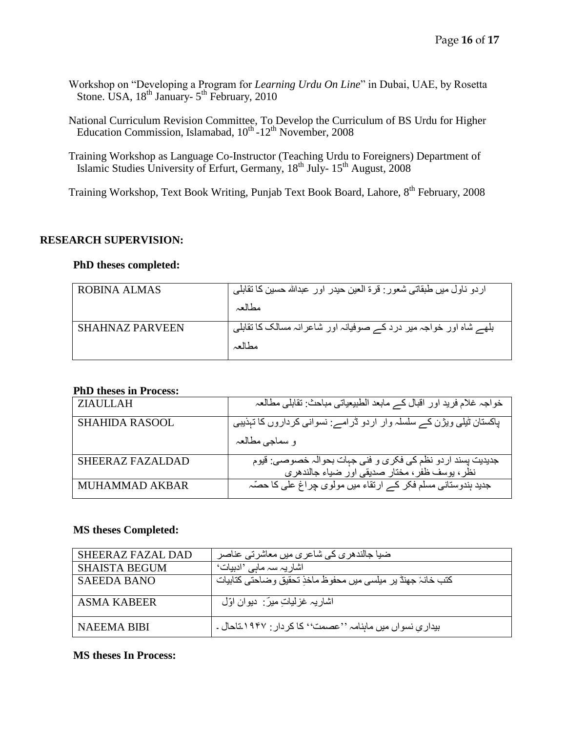Workshop on "Developing a Program for *Learning Urdu On Line*" in Dubai, UAE, by Rosetta Stone. USA, 18th January- 5th February, 2010

National Curriculum Revision Committee, To Develop the Curriculum of BS Urdu for Higher Education Commission, Islamabad, 10th -12th November, 2008

Training Workshop as Language Co-Instructor (Teaching Urdu to Foreigners) Department of Islamic Studies University of Erfurt, Germany, 18th July- 15th August, 2008

Training Workshop, Text Book Writing, Punjab Text Book Board, Lahore, 8th February, 2008

## RESEARCH SUPERVISION:

### PhD theses completed:

| | |
|---|---|
| ROBINA ALMAS | اردو ناول میں طبقاتی شعور: قرۃ العین حیدر اور عبداللہ حسین کا تقابلی مطالعہ |
| SHAHNAZ PARVEEN | بلھے شاہ اور خواجہ میر درد کے صوفیانہ اور شاعرانہ مسالک کا تقابلی مطالعہ |

### PhD theses in Process:

| | |
|---|---|
| ZIAULLAH | خواجہ غلام فرید اور اقبال کے مابعد الطبیعیاتی مباحث: تقابلی مطالعہ |
| SHAHIDA RASOOL | پاکستان ٹیلی ویژن کے سلسلہ وار اردو ڈرامے: نسوانی کرداروں کا تہذیبی و سماجی مطالعہ |
| SHEERAZ FAZALDAD | جدیدیت پسند اردو نظم کی فکری و فنی جہات بحوالہ خصوصی: قیوم نظر، یوسف ظفر، مختار صدیقی اور ضیاء جالندھری |
| MUHAMMAD AKBAR | جدید ہندوستانی مسلم فکر کے ارتقاء میں مولوی چراغ علی کا حصّہ |

### MS theses Completed:

| | |
|---|---|
| SHEERAZ FAZAL DAD | ضیا جالندھری کی شاعری میں معاشرتی عناصر |
| SHAISTA BEGUM | اشاریہ سہ ماہی 'ادبیات' |
| SAEEDA BANO | کتب خانۂ جھنڈیر میلسی میں محفوظ ماخذِ تحقیق وضاحتی کتابیات |
| ASMA KABEER | اشاریہ غزلیاتِ میرؔ: دیوان اوّل |
| NAEEMA BIBI | بیداریِ نسواں میں ماہنامہ ''عصمت'' کا کردار: ۱۹۴۷ء تاحال۔ |

### MS theses In Process: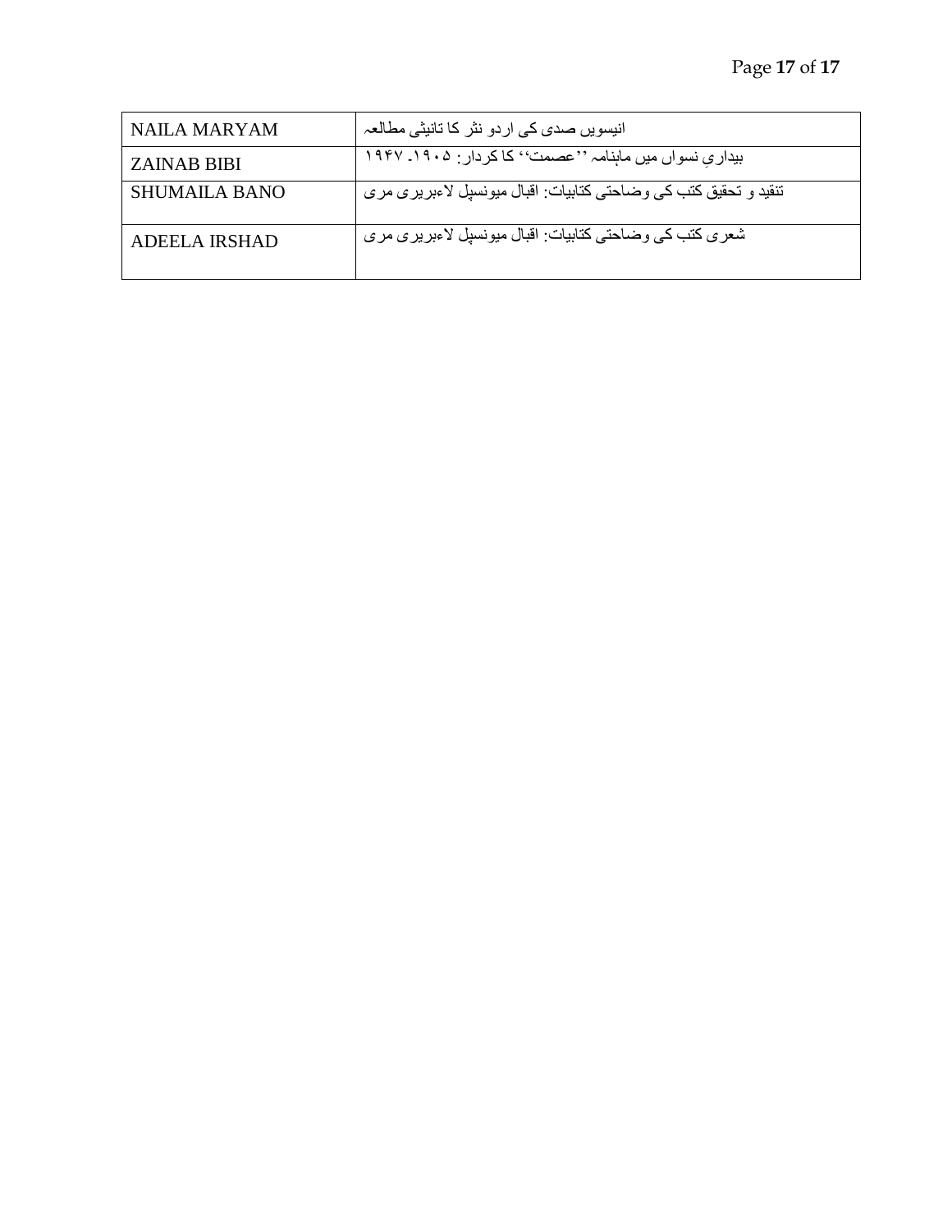| | |
|---|---|
| NAILA MARYAM | انیسویں صدی کی اردو نثر کا تانیثی مطالعہ |
| ZAINAB BIBI | بیداریِ نسواں میں ماہنامہ ''عصمت'' کا کردار: ۱۹۰۵۔ ۱۹۴۷ |
| SHUMAILA BANO | تنقید و تحقیق کتب کی وضاحتی کتابیات: اقبال میونسپل لاءبریری مری |
| ADEELA IRSHAD | شعری کتب کی وضاحتی کتابیات: اقبال میونسپل لاءبریری مری |